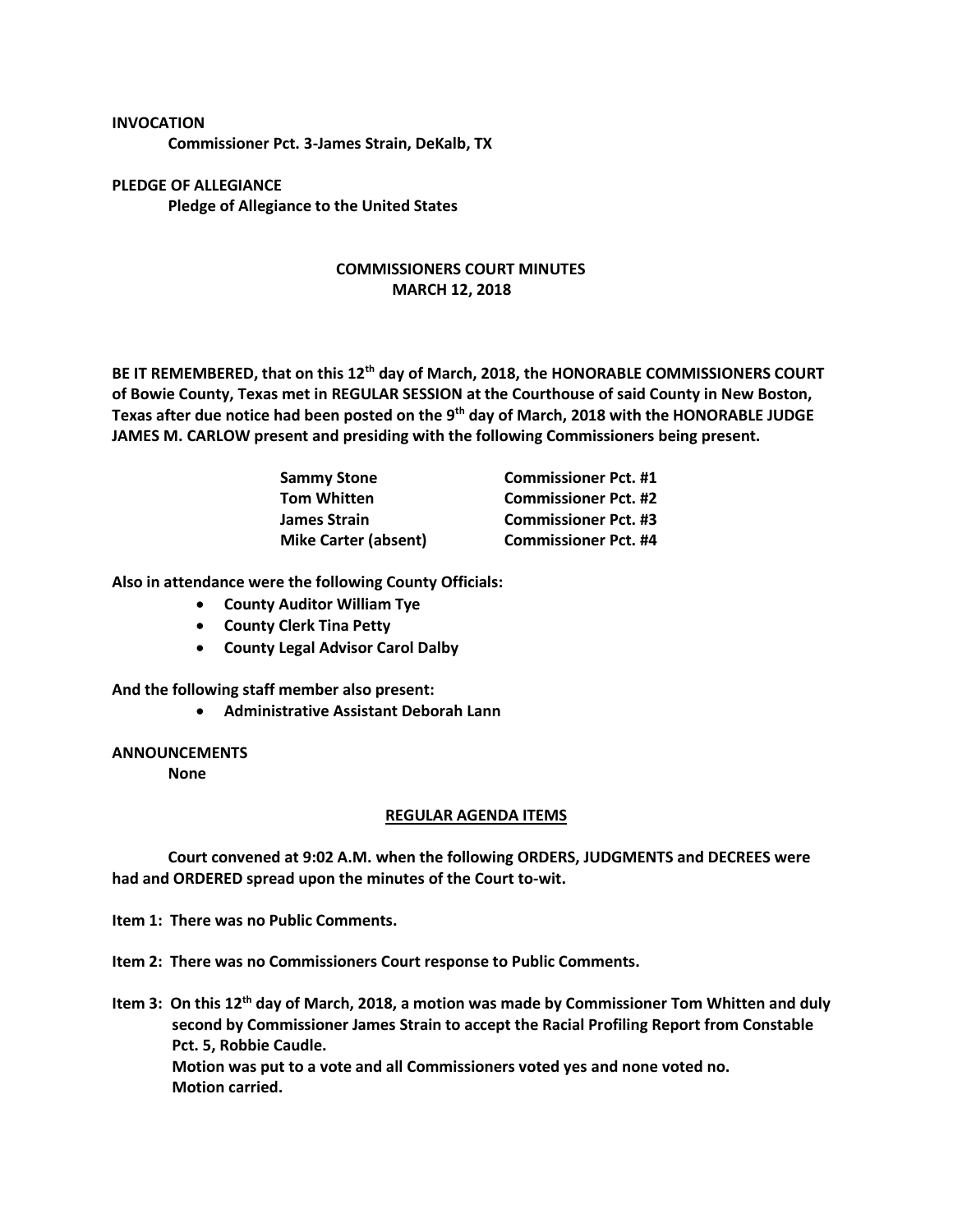**INVOCATION**

**Commissioner Pct. 3-James Strain, DeKalb, TX**

**PLEDGE OF ALLEGIANCE**

**Pledge of Allegiance to the United States**

## COMMISSIONERS COURT MINUTES
## MARCH 12, 2018

**BE IT REMEMBERED, that on this 12th day of March, 2018, the HONORABLE COMMISSIONERS COURT of Bowie County, Texas met in REGULAR SESSION at the Courthouse of said County in New Boston, Texas after due notice had been posted on the 9th day of March, 2018 with the HONORABLE JUDGE JAMES M. CARLOW present and presiding with the following Commissioners being present.**

| | |
|---|---|
| **Sammy Stone** | **Commissioner Pct. #1** |
| **Tom Whitten** | **Commissioner Pct. #2** |
| **James Strain** | **Commissioner Pct. #3** |
| **Mike Carter (absent)** | **Commissioner Pct. #4** |

**Also in attendance were the following County Officials:**

- **County Auditor William Tye**
- **County Clerk Tina Petty**
- **County Legal Advisor Carol Dalby**

**And the following staff member also present:**

- **Administrative Assistant Deborah Lann**

**ANNOUNCEMENTS**

**None**

## REGULAR AGENDA ITEMS

**Court convened at 9:02 A.M. when the following ORDERS, JUDGMENTS and DECREES were had and ORDERED spread upon the minutes of the Court to-wit.**

**Item 1: There was no Public Comments.**

**Item 2: There was no Commissioners Court response to Public Comments.**

**Item 3: On this 12th day of March, 2018, a motion was made by Commissioner Tom Whitten and duly second by Commissioner James Strain to accept the Racial Profiling Report from Constable Pct. 5, Robbie Caudle.**
**Motion was put to a vote and all Commissioners voted yes and none voted no.**
**Motion carried.**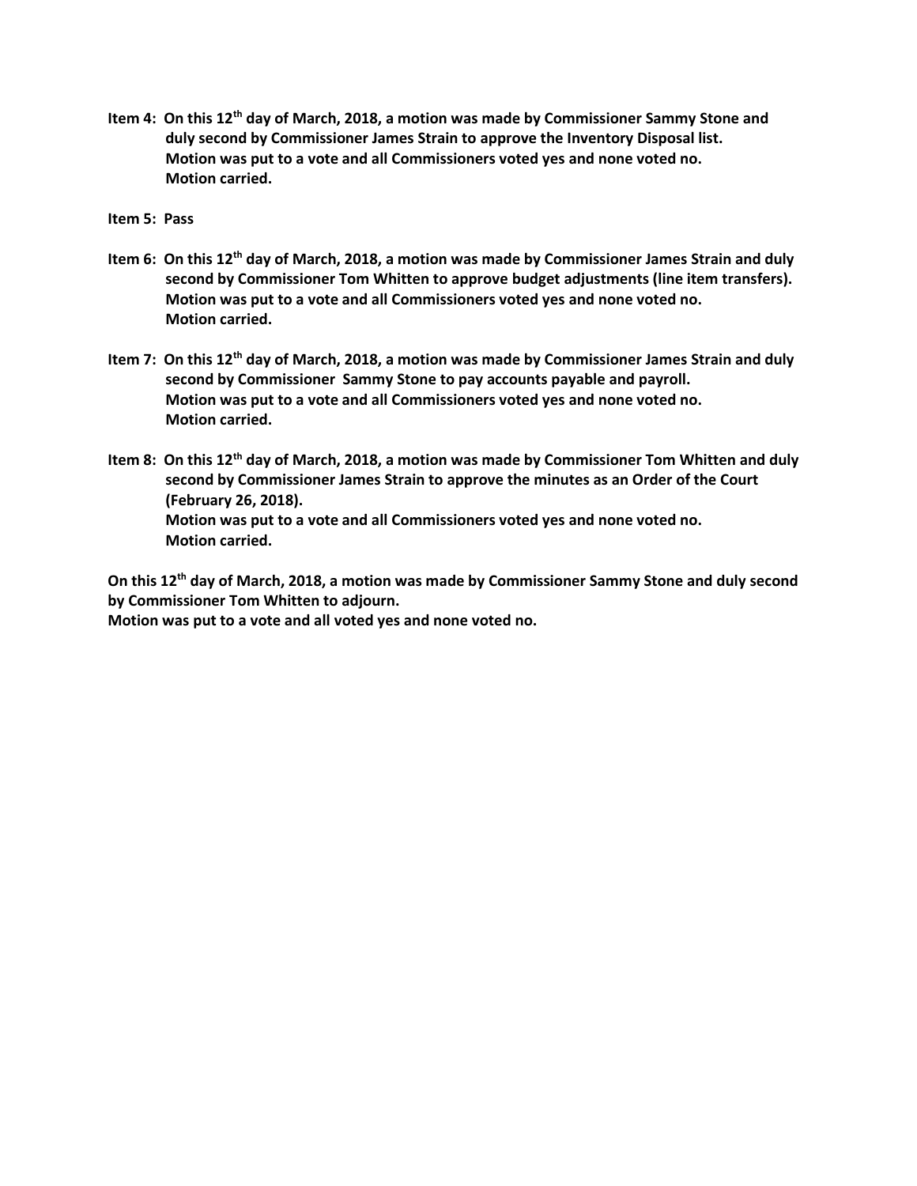**Item 4: On this 12th day of March, 2018, a motion was made by Commissioner Sammy Stone and duly second by Commissioner James Strain to approve the Inventory Disposal list.
Motion was put to a vote and all Commissioners voted yes and none voted no.
Motion carried.**

**Item 5: Pass**

**Item 6: On this 12th day of March, 2018, a motion was made by Commissioner James Strain and duly second by Commissioner Tom Whitten to approve budget adjustments (line item transfers).
Motion was put to a vote and all Commissioners voted yes and none voted no.
Motion carried.**

**Item 7: On this 12th day of March, 2018, a motion was made by Commissioner James Strain and duly second by Commissioner Sammy Stone to pay accounts payable and payroll.
Motion was put to a vote and all Commissioners voted yes and none voted no.
Motion carried.**

**Item 8: On this 12th day of March, 2018, a motion was made by Commissioner Tom Whitten and duly second by Commissioner James Strain to approve the minutes as an Order of the Court (February 26, 2018).
Motion was put to a vote and all Commissioners voted yes and none voted no.
Motion carried.**

**On this 12th day of March, 2018, a motion was made by Commissioner Sammy Stone and duly second by Commissioner Tom Whitten to adjourn.
Motion was put to a vote and all voted yes and none voted no.**